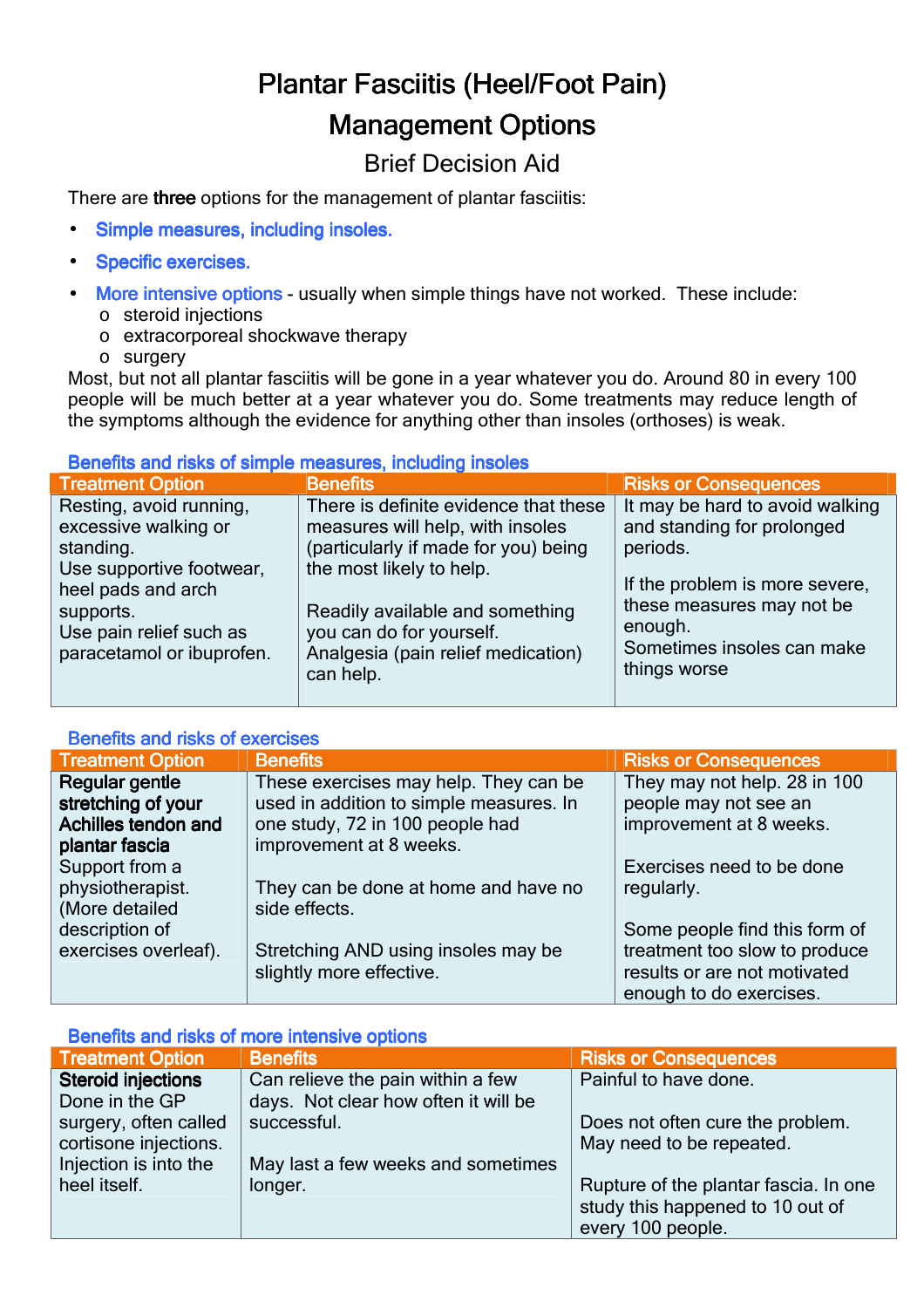# Plantar Fasciitis (Heel/Foot Pain)

# Management Options

## Brief Decision Aid

There are **three** options for the management of plantar fasciitis:

- Simple measures, including insoles.
- Specific exercises.
- More intensive options - usually when simple things have not worked. These include:
  - steroid injections
  - extracorporeal shockwave therapy
  - surgery

Most, but not all plantar fasciitis will be gone in a year whatever you do. Around 80 in every 100 people will be much better at a year whatever you do. Some treatments may reduce length of the symptoms although the evidence for anything other than insoles (orthoses) is weak.

### Benefits and risks of simple measures, including insoles

| Treatment Option | Benefits | Risks or Consequences |
|---|---|---|
| Resting, avoid running, excessive walking or standing.<br>Use supportive footwear, heel pads and arch supports.<br>Use pain relief such as paracetamol or ibuprofen. | There is definite evidence that these measures will help, with insoles (particularly if made for you) being the most likely to help.<br><br>Readily available and something you can do for yourself.<br>Analgesia (pain relief medication) can help. | It may be hard to avoid walking and standing for prolonged periods.<br><br>If the problem is more severe, these measures may not be enough.<br>Sometimes insoles can make things worse |

### Benefits and risks of exercises

| Treatment Option | Benefits | Risks or Consequences |
|---|---|---|
| **Regular gentle stretching of your Achilles tendon and plantar fascia**<br>Support from a physiotherapist. (More detailed description of exercises overleaf). | These exercises may help. They can be used in addition to simple measures. In one study, 72 in 100 people had improvement at 8 weeks.<br><br>They can be done at home and have no side effects.<br><br>Stretching AND using insoles may be slightly more effective. | They may not help. 28 in 100 people may not see an improvement at 8 weeks.<br><br>Exercises need to be done regularly.<br><br>Some people find this form of treatment too slow to produce results or are not motivated enough to do exercises. |

### Benefits and risks of more intensive options

| Treatment Option | Benefits | Risks or Consequences |
|---|---|---|
| **Steroid injections**<br>Done in the GP surgery, often called cortisone injections.<br>Injection is into the heel itself. | Can relieve the pain within a few days. Not clear how often it will be successful.<br><br>May last a few weeks and sometimes longer. | Painful to have done.<br><br>Does not often cure the problem. May need to be repeated.<br><br>Rupture of the plantar fascia. In one study this happened to 10 out of every 100 people. |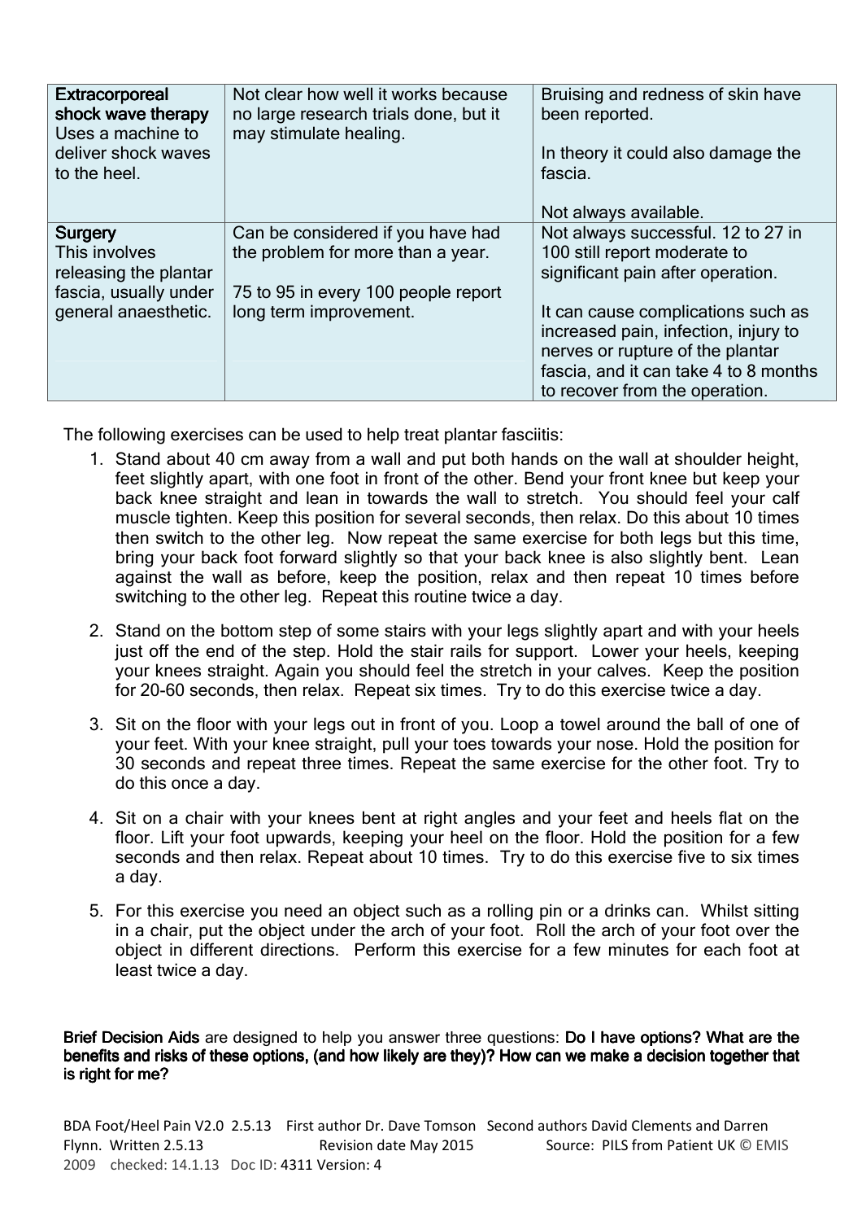| | | |
|---|---|---|
| **Extracorporeal shock wave therapy** Uses a machine to deliver shock waves to the heel. | Not clear how well it works because no large research trials done, but it may stimulate healing. | Bruising and redness of skin have been reported.<br><br>In theory it could also damage the fascia.<br><br>Not always available. |
| **Surgery** This involves releasing the plantar fascia, usually under general anaesthetic. | Can be considered if you have had the problem for more than a year.<br><br>75 to 95 in every 100 people report long term improvement. | Not always successful. 12 to 27 in 100 still report moderate to significant pain after operation.<br><br>It can cause complications such as increased pain, infection, injury to nerves or rupture of the plantar fascia, and it can take 4 to 8 months to recover from the operation. |

The following exercises can be used to help treat plantar fasciitis:

1. Stand about 40 cm away from a wall and put both hands on the wall at shoulder height, feet slightly apart, with one foot in front of the other. Bend your front knee but keep your back knee straight and lean in towards the wall to stretch. You should feel your calf muscle tighten. Keep this position for several seconds, then relax. Do this about 10 times then switch to the other leg. Now repeat the same exercise for both legs but this time, bring your back foot forward slightly so that your back knee is also slightly bent. Lean against the wall as before, keep the position, relax and then repeat 10 times before switching to the other leg. Repeat this routine twice a day.

2. Stand on the bottom step of some stairs with your legs slightly apart and with your heels just off the end of the step. Hold the stair rails for support. Lower your heels, keeping your knees straight. Again you should feel the stretch in your calves. Keep the position for 20-60 seconds, then relax. Repeat six times. Try to do this exercise twice a day.

3. Sit on the floor with your legs out in front of you. Loop a towel around the ball of one of your feet. With your knee straight, pull your toes towards your nose. Hold the position for 30 seconds and repeat three times. Repeat the same exercise for the other foot. Try to do this once a day.

4. Sit on a chair with your knees bent at right angles and your feet and heels flat on the floor. Lift your foot upwards, keeping your heel on the floor. Hold the position for a few seconds and then relax. Repeat about 10 times. Try to do this exercise five to six times a day.

5. For this exercise you need an object such as a rolling pin or a drinks can. Whilst sitting in a chair, put the object under the arch of your foot. Roll the arch of your foot over the object in different directions. Perform this exercise for a few minutes for each foot at least twice a day.

**Brief Decision Aids** are designed to help you answer three questions: **Do I have options? What are the benefits and risks of these options, (and how likely are they)? How can we make a decision together that is right for me?**

BDA Foot/Heel Pain V2.0 2.5.13 First author Dr. Dave Tomson Second authors David Clements and Darren Flynn. Written 2.5.13 Revision date May 2015 Source: PILS from Patient UK © EMIS 2009 checked: 14.1.13 Doc ID: 4311 Version: 4